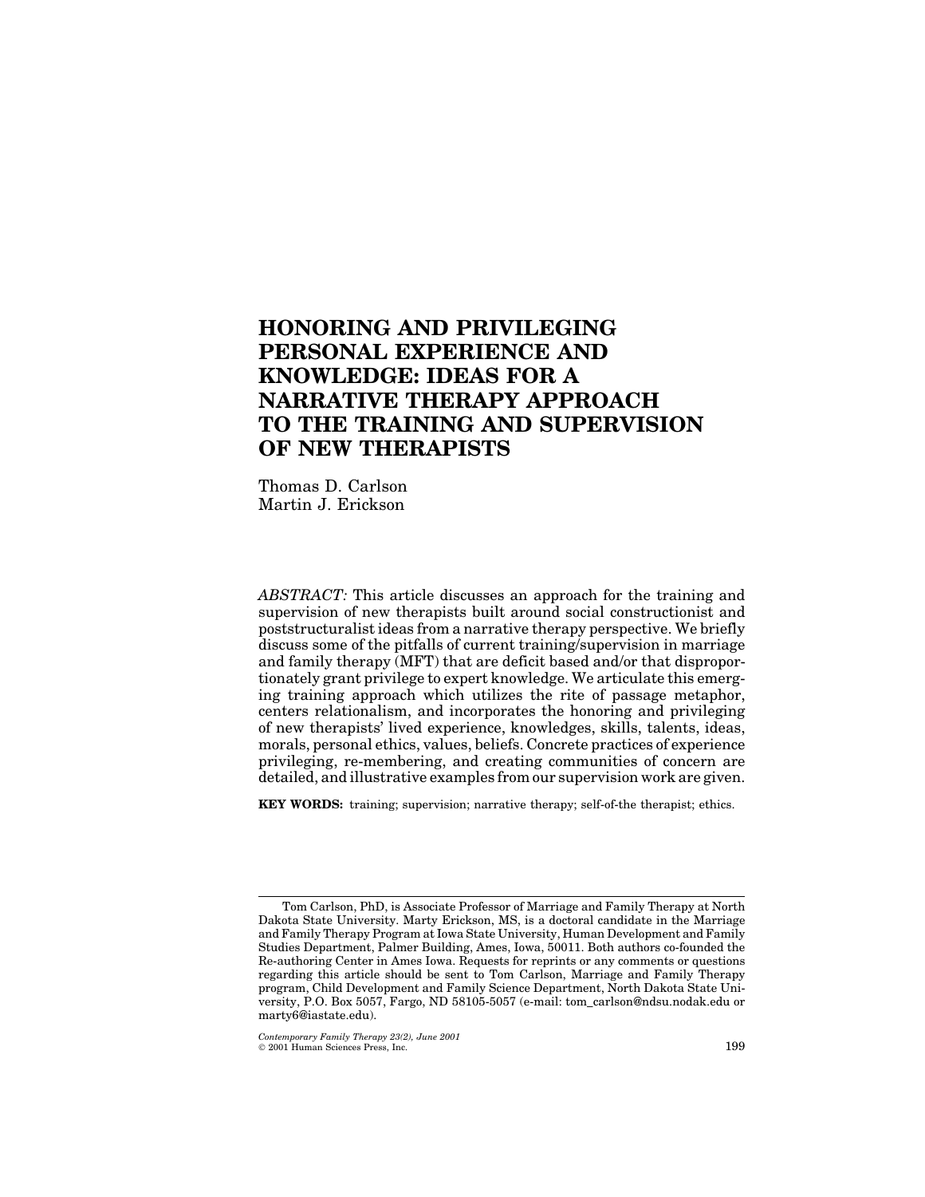# HONORING AND PRIVILEGING PERSONAL EXPERIENCE AND KNOWLEDGE: IDEAS FOR A NARRATIVE THERAPY APPROACH TO THE TRAINING AND SUPERVISION OF NEW THERAPISTS

Thomas D. Carlson
Martin J. Erickson

*ABSTRACT:* This article discusses an approach for the training and supervision of new therapists built around social constructionist and poststructuralist ideas from a narrative therapy perspective. We briefly discuss some of the pitfalls of current training/supervision in marriage and family therapy (MFT) that are deficit based and/or that disproportionately grant privilege to expert knowledge. We articulate this emerging training approach which utilizes the rite of passage metaphor, centers relationalism, and incorporates the honoring and privileging of new therapists' lived experience, knowledges, skills, talents, ideas, morals, personal ethics, values, beliefs. Concrete practices of experience privileging, re-membering, and creating communities of concern are detailed, and illustrative examples from our supervision work are given.

**KEY WORDS:** training; supervision; narrative therapy; self-of-the therapist; ethics.

---

Tom Carlson, PhD, is Associate Professor of Marriage and Family Therapy at North Dakota State University. Marty Erickson, MS, is a doctoral candidate in the Marriage and Family Therapy Program at Iowa State University, Human Development and Family Studies Department, Palmer Building, Ames, Iowa, 50011. Both authors co-founded the Re-authoring Center in Ames Iowa. Requests for reprints or any comments or questions regarding this article should be sent to Tom Carlson, Marriage and Family Therapy program, Child Development and Family Science Department, North Dakota State University, P.O. Box 5057, Fargo, ND 58105-5057 (e-mail: tom_carlson@ndsu.nodak.edu or marty6@iastate.edu).

*Contemporary Family Therapy 23(2), June 2001*
© 2001 Human Sciences Press, Inc.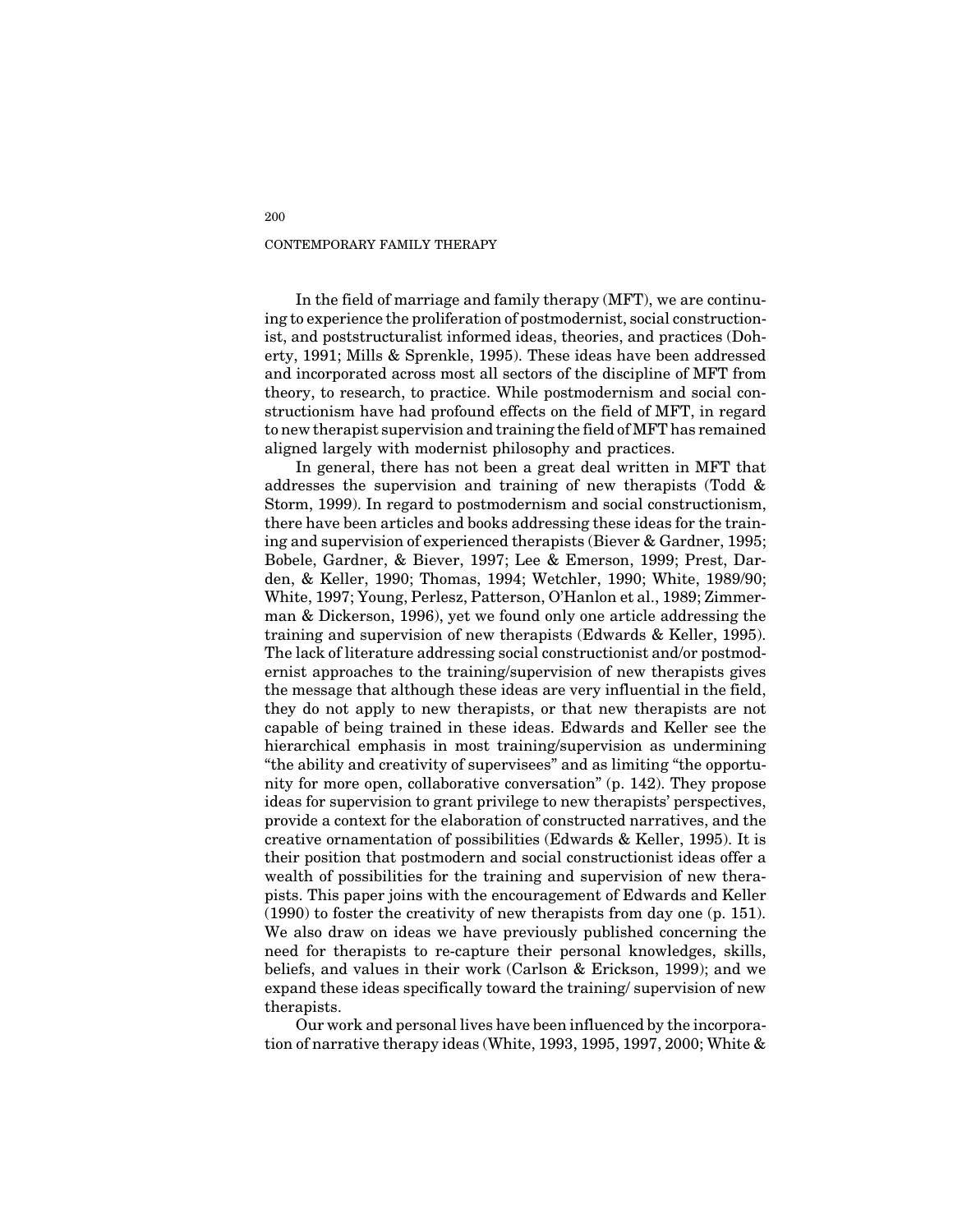In the field of marriage and family therapy (MFT), we are continuing to experience the proliferation of postmodernist, social constructionist, and poststructuralist informed ideas, theories, and practices (Doherty, 1991; Mills & Sprenkle, 1995). These ideas have been addressed and incorporated across most all sectors of the discipline of MFT from theory, to research, to practice. While postmodernism and social constructionism have had profound effects on the field of MFT, in regard to new therapist supervision and training the field of MFT has remained aligned largely with modernist philosophy and practices.

In general, there has not been a great deal written in MFT that addresses the supervision and training of new therapists (Todd & Storm, 1999). In regard to postmodernism and social constructionism, there have been articles and books addressing these ideas for the training and supervision of experienced therapists (Biever & Gardner, 1995; Bobele, Gardner, & Biever, 1997; Lee & Emerson, 1999; Prest, Darden, & Keller, 1990; Thomas, 1994; Wetchler, 1990; White, 1989/90; White, 1997; Young, Perlesz, Patterson, O'Hanlon et al., 1989; Zimmerman & Dickerson, 1996), yet we found only one article addressing the training and supervision of new therapists (Edwards & Keller, 1995). The lack of literature addressing social constructionist and/or postmodernist approaches to the training/supervision of new therapists gives the message that although these ideas are very influential in the field, they do not apply to new therapists, or that new therapists are not capable of being trained in these ideas. Edwards and Keller see the hierarchical emphasis in most training/supervision as undermining "the ability and creativity of supervisees" and as limiting "the opportunity for more open, collaborative conversation" (p. 142). They propose ideas for supervision to grant privilege to new therapists' perspectives, provide a context for the elaboration of constructed narratives, and the creative ornamentation of possibilities (Edwards & Keller, 1995). It is their position that postmodern and social constructionist ideas offer a wealth of possibilities for the training and supervision of new therapists. This paper joins with the encouragement of Edwards and Keller (1990) to foster the creativity of new therapists from day one (p. 151). We also draw on ideas we have previously published concerning the need for therapists to re-capture their personal knowledges, skills, beliefs, and values in their work (Carlson & Erickson, 1999); and we expand these ideas specifically toward the training/ supervision of new therapists.

Our work and personal lives have been influenced by the incorporation of narrative therapy ideas (White, 1993, 1995, 1997, 2000; White &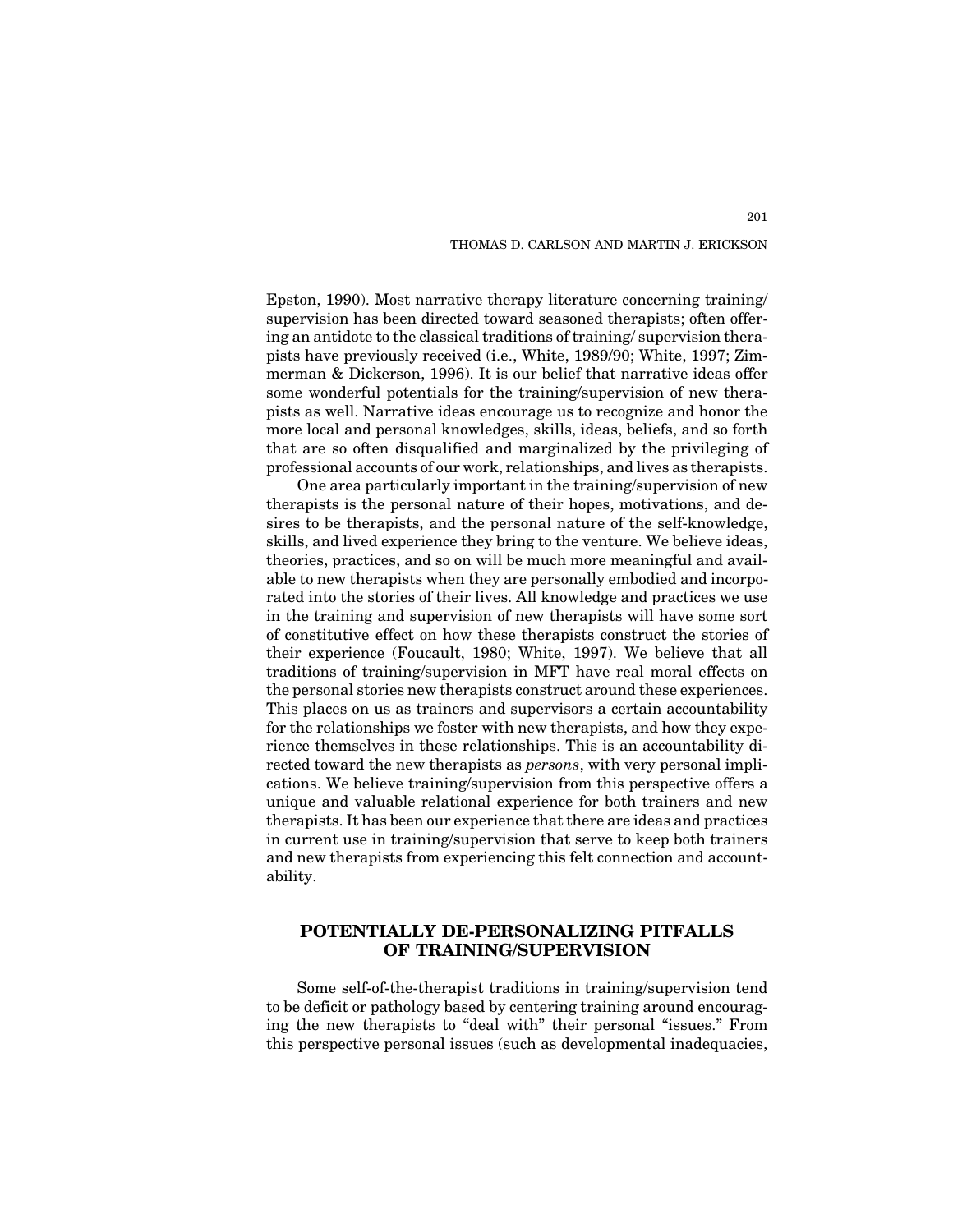Epston, 1990). Most narrative therapy literature concerning training/ supervision has been directed toward seasoned therapists; often offering an antidote to the classical traditions of training/ supervision therapists have previously received (i.e., White, 1989/90; White, 1997; Zimmerman & Dickerson, 1996). It is our belief that narrative ideas offer some wonderful potentials for the training/supervision of new therapists as well. Narrative ideas encourage us to recognize and honor the more local and personal knowledges, skills, ideas, beliefs, and so forth that are so often disqualified and marginalized by the privileging of professional accounts of our work, relationships, and lives as therapists.

One area particularly important in the training/supervision of new therapists is the personal nature of their hopes, motivations, and desires to be therapists, and the personal nature of the self-knowledge, skills, and lived experience they bring to the venture. We believe ideas, theories, practices, and so on will be much more meaningful and available to new therapists when they are personally embodied and incorporated into the stories of their lives. All knowledge and practices we use in the training and supervision of new therapists will have some sort of constitutive effect on how these therapists construct the stories of their experience (Foucault, 1980; White, 1997). We believe that all traditions of training/supervision in MFT have real moral effects on the personal stories new therapists construct around these experiences. This places on us as trainers and supervisors a certain accountability for the relationships we foster with new therapists, and how they experience themselves in these relationships. This is an accountability directed toward the new therapists as *persons*, with very personal implications. We believe training/supervision from this perspective offers a unique and valuable relational experience for both trainers and new therapists. It has been our experience that there are ideas and practices in current use in training/supervision that serve to keep both trainers and new therapists from experiencing this felt connection and accountability.

## POTENTIALLY DE-PERSONALIZING PITFALLS OF TRAINING/SUPERVISION

Some self-of-the-therapist traditions in training/supervision tend to be deficit or pathology based by centering training around encouraging the new therapists to "deal with" their personal "issues." From this perspective personal issues (such as developmental inadequacies,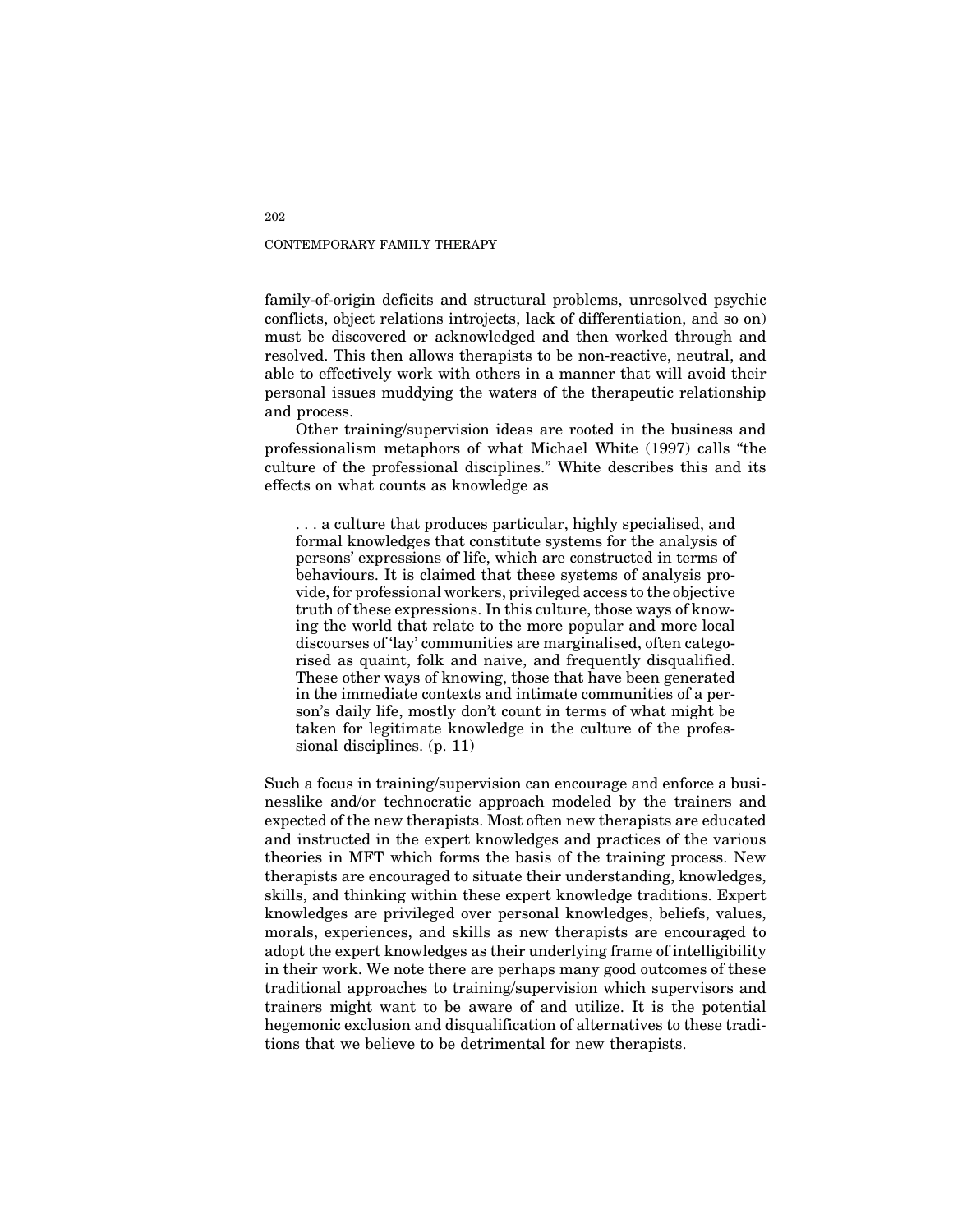family-of-origin deficits and structural problems, unresolved psychic conflicts, object relations introjects, lack of differentiation, and so on) must be discovered or acknowledged and then worked through and resolved. This then allows therapists to be non-reactive, neutral, and able to effectively work with others in a manner that will avoid their personal issues muddying the waters of the therapeutic relationship and process.

Other training/supervision ideas are rooted in the business and professionalism metaphors of what Michael White (1997) calls "the culture of the professional disciplines." White describes this and its effects on what counts as knowledge as

> . . . a culture that produces particular, highly specialised, and formal knowledges that constitute systems for the analysis of persons' expressions of life, which are constructed in terms of behaviours. It is claimed that these systems of analysis provide, for professional workers, privileged access to the objective truth of these expressions. In this culture, those ways of knowing the world that relate to the more popular and more local discourses of 'lay' communities are marginalised, often categorised as quaint, folk and naive, and frequently disqualified. These other ways of knowing, those that have been generated in the immediate contexts and intimate communities of a person's daily life, mostly don't count in terms of what might be taken for legitimate knowledge in the culture of the professional disciplines. (p. 11)

Such a focus in training/supervision can encourage and enforce a businesslike and/or technocratic approach modeled by the trainers and expected of the new therapists. Most often new therapists are educated and instructed in the expert knowledges and practices of the various theories in MFT which forms the basis of the training process. New therapists are encouraged to situate their understanding, knowledges, skills, and thinking within these expert knowledge traditions. Expert knowledges are privileged over personal knowledges, beliefs, values, morals, experiences, and skills as new therapists are encouraged to adopt the expert knowledges as their underlying frame of intelligibility in their work. We note there are perhaps many good outcomes of these traditional approaches to training/supervision which supervisors and trainers might want to be aware of and utilize. It is the potential hegemonic exclusion and disqualification of alternatives to these traditions that we believe to be detrimental for new therapists.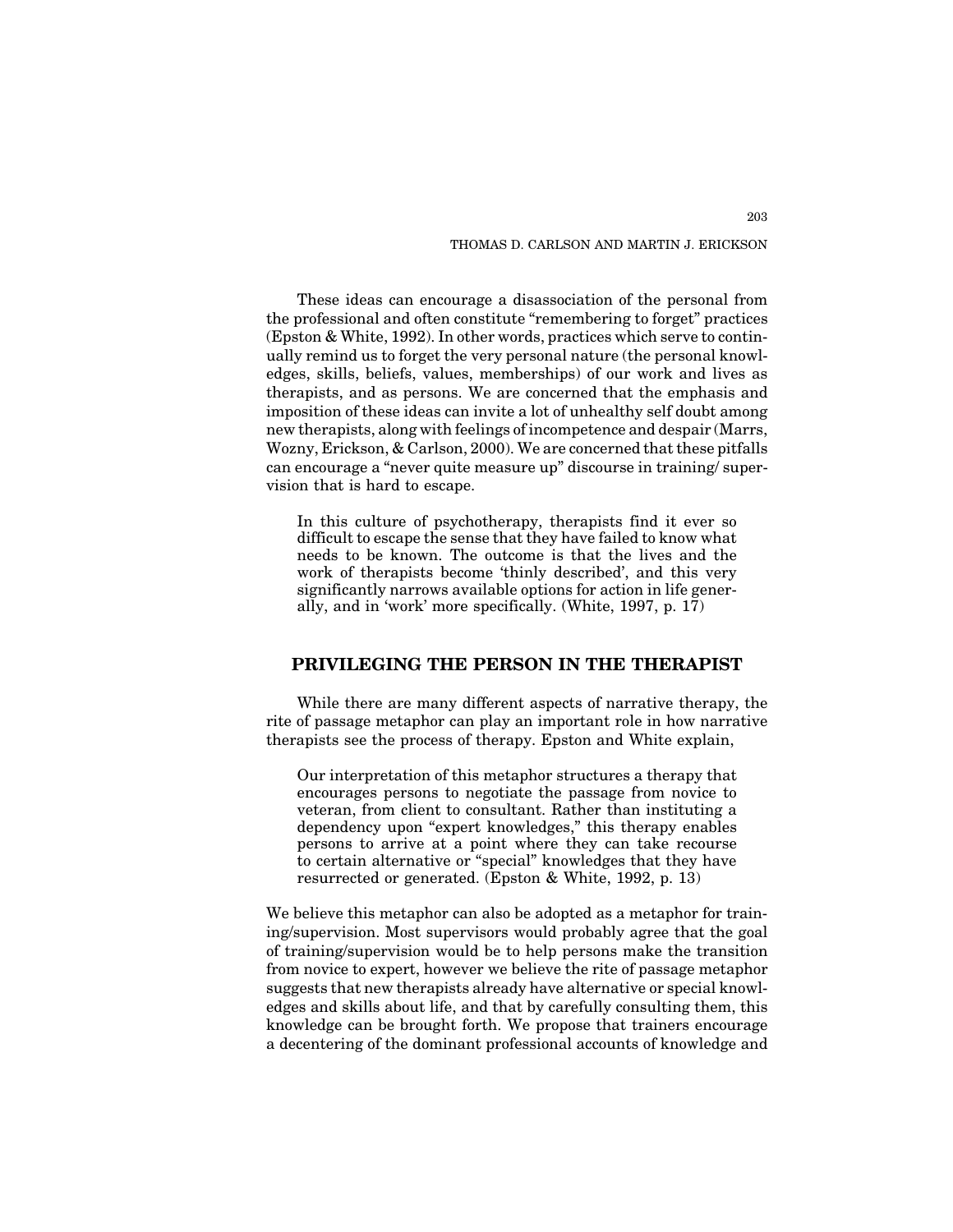These ideas can encourage a disassociation of the personal from the professional and often constitute "remembering to forget" practices (Epston & White, 1992). In other words, practices which serve to continually remind us to forget the very personal nature (the personal knowledges, skills, beliefs, values, memberships) of our work and lives as therapists, and as persons. We are concerned that the emphasis and imposition of these ideas can invite a lot of unhealthy self doubt among new therapists, along with feelings of incompetence and despair (Marrs, Wozny, Erickson, & Carlson, 2000). We are concerned that these pitfalls can encourage a "never quite measure up" discourse in training/ supervision that is hard to escape.

> In this culture of psychotherapy, therapists find it ever so difficult to escape the sense that they have failed to know what needs to be known. The outcome is that the lives and the work of therapists become 'thinly described', and this very significantly narrows available options for action in life generally, and in 'work' more specifically. (White, 1997, p. 17)

## PRIVILEGING THE PERSON IN THE THERAPIST

While there are many different aspects of narrative therapy, the rite of passage metaphor can play an important role in how narrative therapists see the process of therapy. Epston and White explain,

> Our interpretation of this metaphor structures a therapy that encourages persons to negotiate the passage from novice to veteran, from client to consultant. Rather than instituting a dependency upon "expert knowledges," this therapy enables persons to arrive at a point where they can take recourse to certain alternative or "special" knowledges that they have resurrected or generated. (Epston & White, 1992, p. 13)

We believe this metaphor can also be adopted as a metaphor for training/supervision. Most supervisors would probably agree that the goal of training/supervision would be to help persons make the transition from novice to expert, however we believe the rite of passage metaphor suggests that new therapists already have alternative or special knowledges and skills about life, and that by carefully consulting them, this knowledge can be brought forth. We propose that trainers encourage a decentering of the dominant professional accounts of knowledge and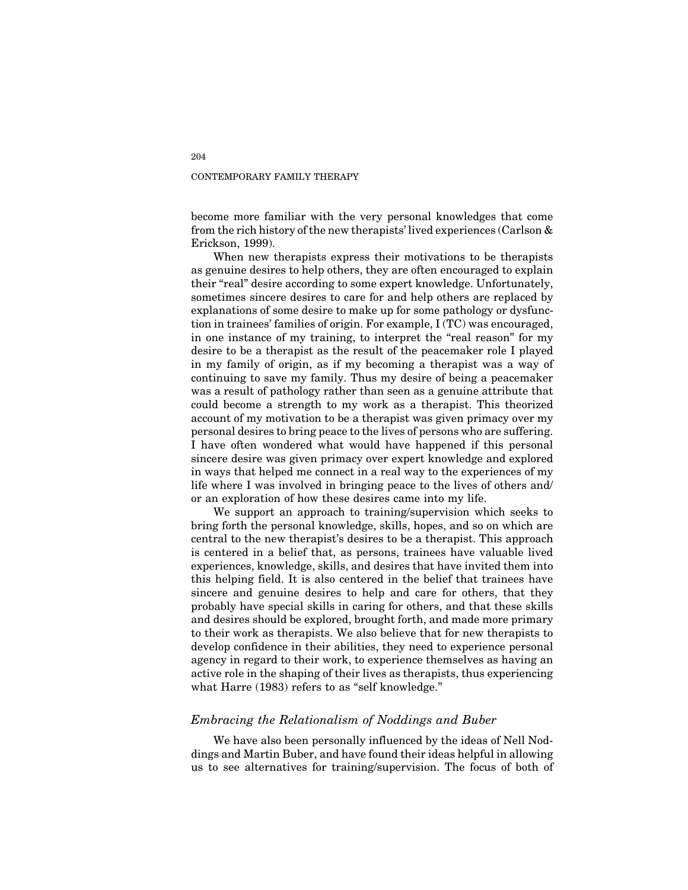become more familiar with the very personal knowledges that come from the rich history of the new therapists' lived experiences (Carlson & Erickson, 1999).

When new therapists express their motivations to be therapists as genuine desires to help others, they are often encouraged to explain their "real" desire according to some expert knowledge. Unfortunately, sometimes sincere desires to care for and help others are replaced by explanations of some desire to make up for some pathology or dysfunction in trainees' families of origin. For example, I (TC) was encouraged, in one instance of my training, to interpret the "real reason" for my desire to be a therapist as the result of the peacemaker role I played in my family of origin, as if my becoming a therapist was a way of continuing to save my family. Thus my desire of being a peacemaker was a result of pathology rather than seen as a genuine attribute that could become a strength to my work as a therapist. This theorized account of my motivation to be a therapist was given primacy over my personal desires to bring peace to the lives of persons who are suffering. I have often wondered what would have happened if this personal sincere desire was given primacy over expert knowledge and explored in ways that helped me connect in a real way to the experiences of my life where I was involved in bringing peace to the lives of others and/or an exploration of how these desires came into my life.

We support an approach to training/supervision which seeks to bring forth the personal knowledge, skills, hopes, and so on which are central to the new therapist's desires to be a therapist. This approach is centered in a belief that, as persons, trainees have valuable lived experiences, knowledge, skills, and desires that have invited them into this helping field. It is also centered in the belief that trainees have sincere and genuine desires to help and care for others, that they probably have special skills in caring for others, and that these skills and desires should be explored, brought forth, and made more primary to their work as therapists. We also believe that for new therapists to develop confidence in their abilities, they need to experience personal agency in regard to their work, to experience themselves as having an active role in the shaping of their lives as therapists, thus experiencing what Harre (1983) refers to as "self knowledge."

### *Embracing the Relationalism of Noddings and Buber*

We have also been personally influenced by the ideas of Nell Noddings and Martin Buber, and have found their ideas helpful in allowing us to see alternatives for training/supervision. The focus of both of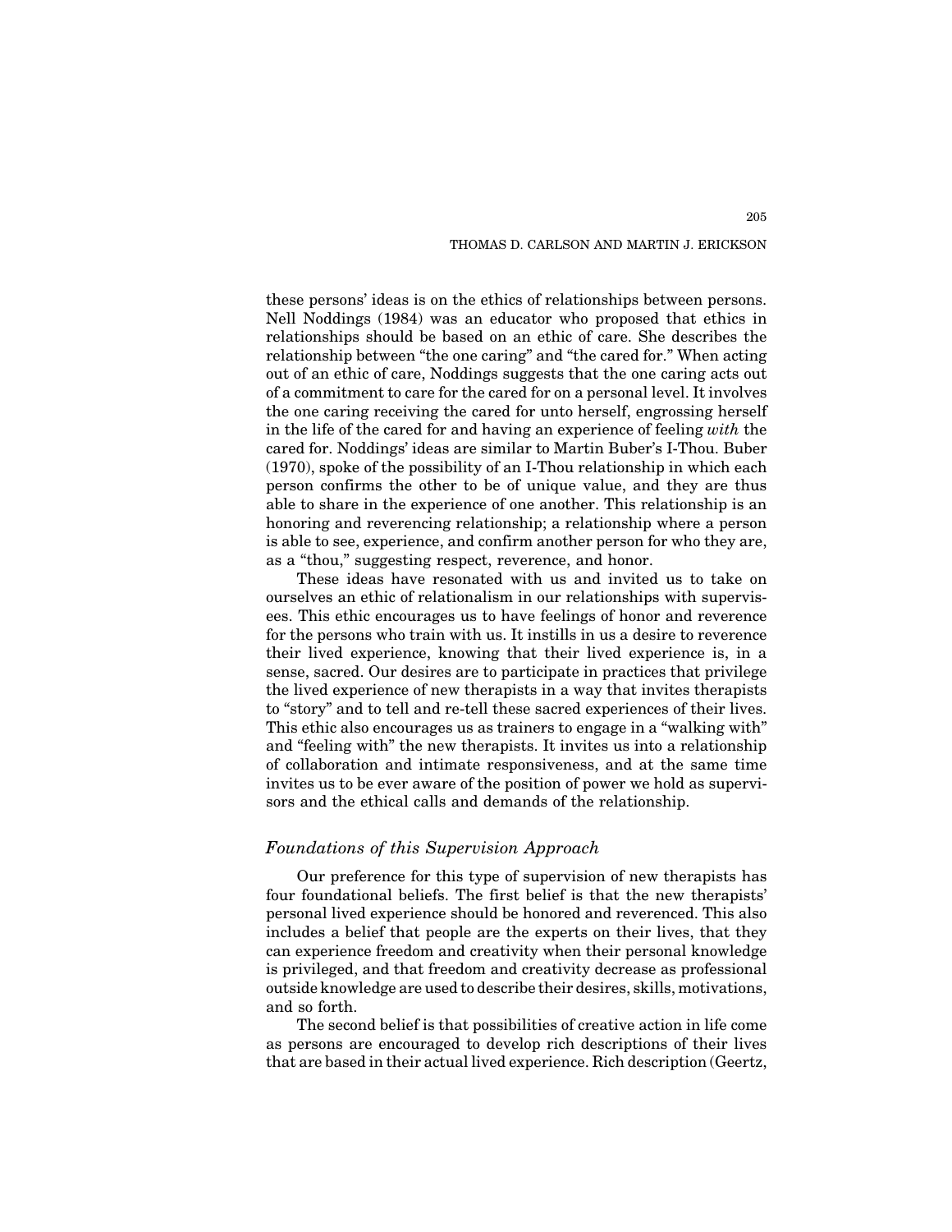these persons' ideas is on the ethics of relationships between persons. Nell Noddings (1984) was an educator who proposed that ethics in relationships should be based on an ethic of care. She describes the relationship between "the one caring" and "the cared for." When acting out of an ethic of care, Noddings suggests that the one caring acts out of a commitment to care for the cared for on a personal level. It involves the one caring receiving the cared for unto herself, engrossing herself in the life of the cared for and having an experience of feeling *with* the cared for. Noddings' ideas are similar to Martin Buber's I-Thou. Buber (1970), spoke of the possibility of an I-Thou relationship in which each person confirms the other to be of unique value, and they are thus able to share in the experience of one another. This relationship is an honoring and reverencing relationship; a relationship where a person is able to see, experience, and confirm another person for who they are, as a "thou," suggesting respect, reverence, and honor.

These ideas have resonated with us and invited us to take on ourselves an ethic of relationalism in our relationships with supervisees. This ethic encourages us to have feelings of honor and reverence for the persons who train with us. It instills in us a desire to reverence their lived experience, knowing that their lived experience is, in a sense, sacred. Our desires are to participate in practices that privilege the lived experience of new therapists in a way that invites therapists to "story" and to tell and re-tell these sacred experiences of their lives. This ethic also encourages us as trainers to engage in a "walking with" and "feeling with" the new therapists. It invites us into a relationship of collaboration and intimate responsiveness, and at the same time invites us to be ever aware of the position of power we hold as supervisors and the ethical calls and demands of the relationship.

## *Foundations of this Supervision Approach*

Our preference for this type of supervision of new therapists has four foundational beliefs. The first belief is that the new therapists' personal lived experience should be honored and reverenced. This also includes a belief that people are the experts on their lives, that they can experience freedom and creativity when their personal knowledge is privileged, and that freedom and creativity decrease as professional outside knowledge are used to describe their desires, skills, motivations, and so forth.

The second belief is that possibilities of creative action in life come as persons are encouraged to develop rich descriptions of their lives that are based in their actual lived experience. Rich description (Geertz,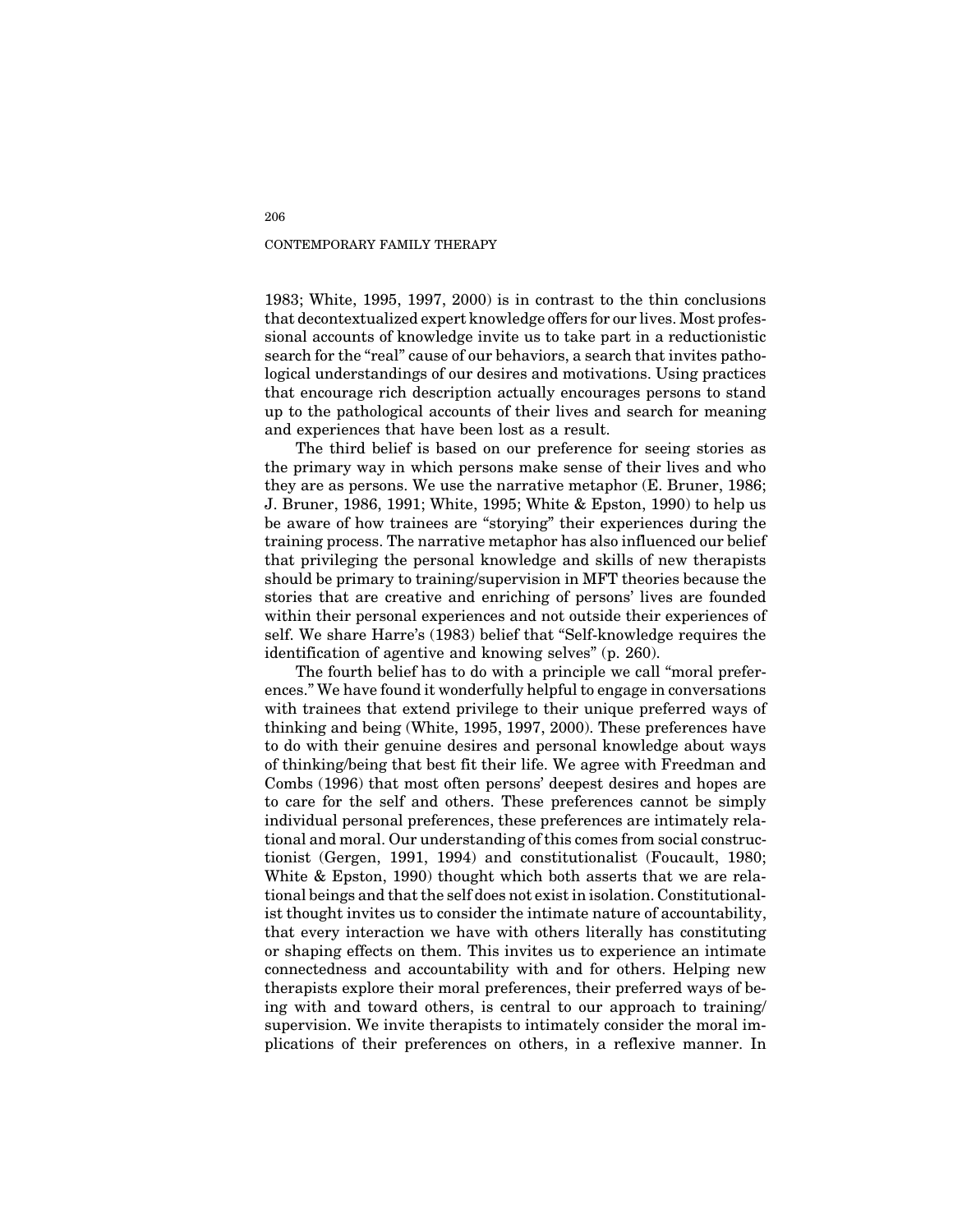1983; White, 1995, 1997, 2000) is in contrast to the thin conclusions that decontextualized expert knowledge offers for our lives. Most professional accounts of knowledge invite us to take part in a reductionistic search for the "real" cause of our behaviors, a search that invites pathological understandings of our desires and motivations. Using practices that encourage rich description actually encourages persons to stand up to the pathological accounts of their lives and search for meaning and experiences that have been lost as a result.

The third belief is based on our preference for seeing stories as the primary way in which persons make sense of their lives and who they are as persons. We use the narrative metaphor (E. Bruner, 1986; J. Bruner, 1986, 1991; White, 1995; White & Epston, 1990) to help us be aware of how trainees are "storying" their experiences during the training process. The narrative metaphor has also influenced our belief that privileging the personal knowledge and skills of new therapists should be primary to training/supervision in MFT theories because the stories that are creative and enriching of persons' lives are founded within their personal experiences and not outside their experiences of self. We share Harre's (1983) belief that "Self-knowledge requires the identification of agentive and knowing selves" (p. 260).

The fourth belief has to do with a principle we call "moral preferences." We have found it wonderfully helpful to engage in conversations with trainees that extend privilege to their unique preferred ways of thinking and being (White, 1995, 1997, 2000). These preferences have to do with their genuine desires and personal knowledge about ways of thinking/being that best fit their life. We agree with Freedman and Combs (1996) that most often persons' deepest desires and hopes are to care for the self and others. These preferences cannot be simply individual personal preferences, these preferences are intimately relational and moral. Our understanding of this comes from social constructionist (Gergen, 1991, 1994) and constitutionalist (Foucault, 1980; White & Epston, 1990) thought which both asserts that we are relational beings and that the self does not exist in isolation. Constitutionalist thought invites us to consider the intimate nature of accountability, that every interaction we have with others literally has constituting or shaping effects on them. This invites us to experience an intimate connectedness and accountability with and for others. Helping new therapists explore their moral preferences, their preferred ways of being with and toward others, is central to our approach to training/supervision. We invite therapists to intimately consider the moral implications of their preferences on others, in a reflexive manner. In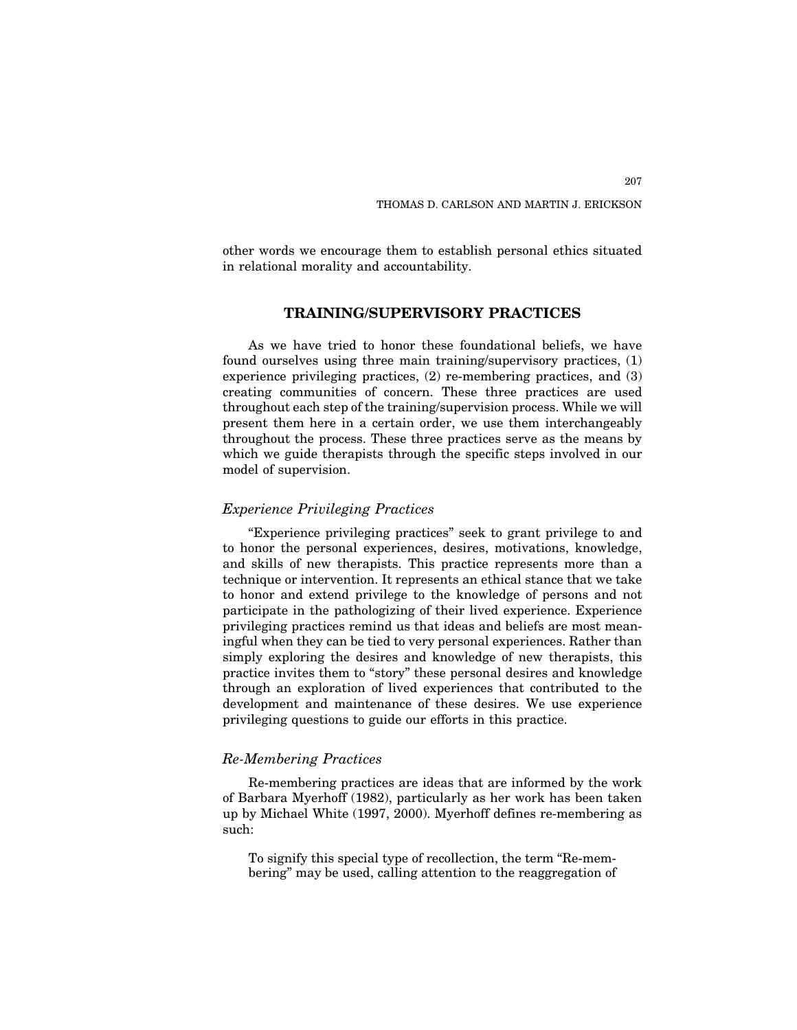other words we encourage them to establish personal ethics situated in relational morality and accountability.

## TRAINING/SUPERVISORY PRACTICES

As we have tried to honor these foundational beliefs, we have found ourselves using three main training/supervisory practices, (1) experience privileging practices, (2) re-membering practices, and (3) creating communities of concern. These three practices are used throughout each step of the training/supervision process. While we will present them here in a certain order, we use them interchangeably throughout the process. These three practices serve as the means by which we guide therapists through the specific steps involved in our model of supervision.

### *Experience Privileging Practices*

"Experience privileging practices" seek to grant privilege to and to honor the personal experiences, desires, motivations, knowledge, and skills of new therapists. This practice represents more than a technique or intervention. It represents an ethical stance that we take to honor and extend privilege to the knowledge of persons and not participate in the pathologizing of their lived experience. Experience privileging practices remind us that ideas and beliefs are most meaningful when they can be tied to very personal experiences. Rather than simply exploring the desires and knowledge of new therapists, this practice invites them to "story" these personal desires and knowledge through an exploration of lived experiences that contributed to the development and maintenance of these desires. We use experience privileging questions to guide our efforts in this practice.

### *Re-Membering Practices*

Re-membering practices are ideas that are informed by the work of Barbara Myerhoff (1982), particularly as her work has been taken up by Michael White (1997, 2000). Myerhoff defines re-membering as such:

> To signify this special type of recollection, the term "Re-membering" may be used, calling attention to the reaggregation of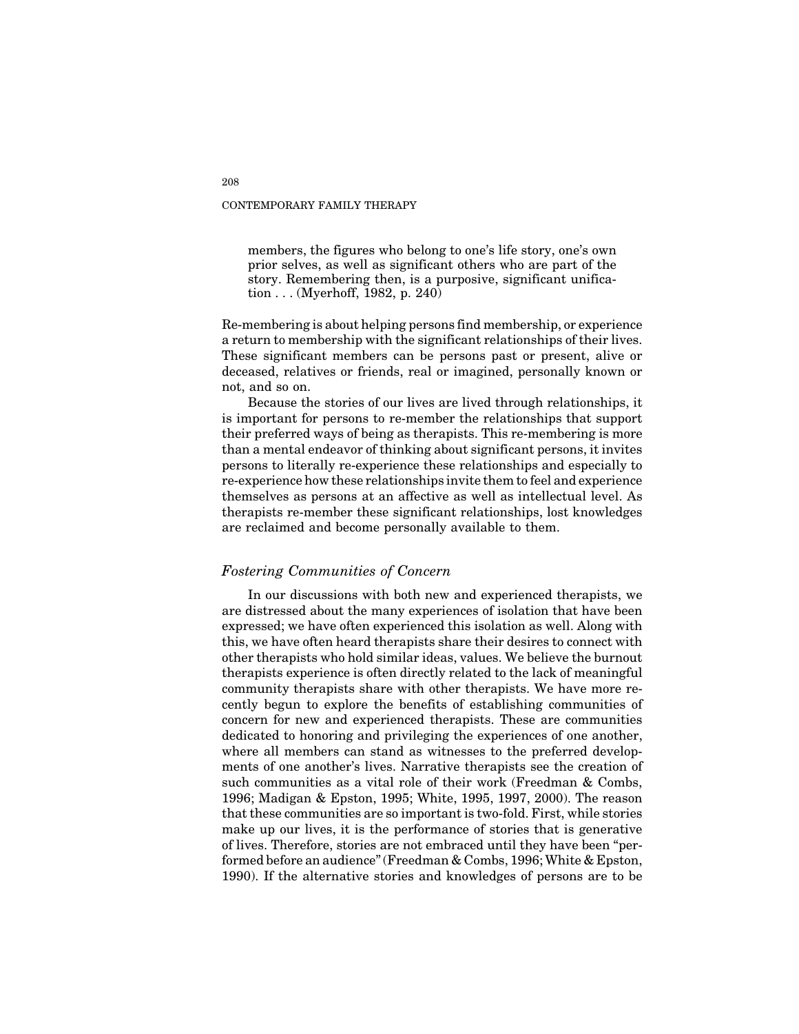> members, the figures who belong to one's life story, one's own prior selves, as well as significant others who are part of the story. Remembering then, is a purposive, significant unification . . . (Myerhoff, 1982, p. 240)

Re-membering is about helping persons find membership, or experience a return to membership with the significant relationships of their lives. These significant members can be persons past or present, alive or deceased, relatives or friends, real or imagined, personally known or not, and so on.

Because the stories of our lives are lived through relationships, it is important for persons to re-member the relationships that support their preferred ways of being as therapists. This re-membering is more than a mental endeavor of thinking about significant persons, it invites persons to literally re-experience these relationships and especially to re-experience how these relationships invite them to feel and experience themselves as persons at an affective as well as intellectual level. As therapists re-member these significant relationships, lost knowledges are reclaimed and become personally available to them.

### *Fostering Communities of Concern*

In our discussions with both new and experienced therapists, we are distressed about the many experiences of isolation that have been expressed; we have often experienced this isolation as well. Along with this, we have often heard therapists share their desires to connect with other therapists who hold similar ideas, values. We believe the burnout therapists experience is often directly related to the lack of meaningful community therapists share with other therapists. We have more recently begun to explore the benefits of establishing communities of concern for new and experienced therapists. These are communities dedicated to honoring and privileging the experiences of one another, where all members can stand as witnesses to the preferred developments of one another's lives. Narrative therapists see the creation of such communities as a vital role of their work (Freedman & Combs, 1996; Madigan & Epston, 1995; White, 1995, 1997, 2000). The reason that these communities are so important is two-fold. First, while stories make up our lives, it is the performance of stories that is generative of lives. Therefore, stories are not embraced until they have been "performed before an audience" (Freedman & Combs, 1996; White & Epston, 1990). If the alternative stories and knowledges of persons are to be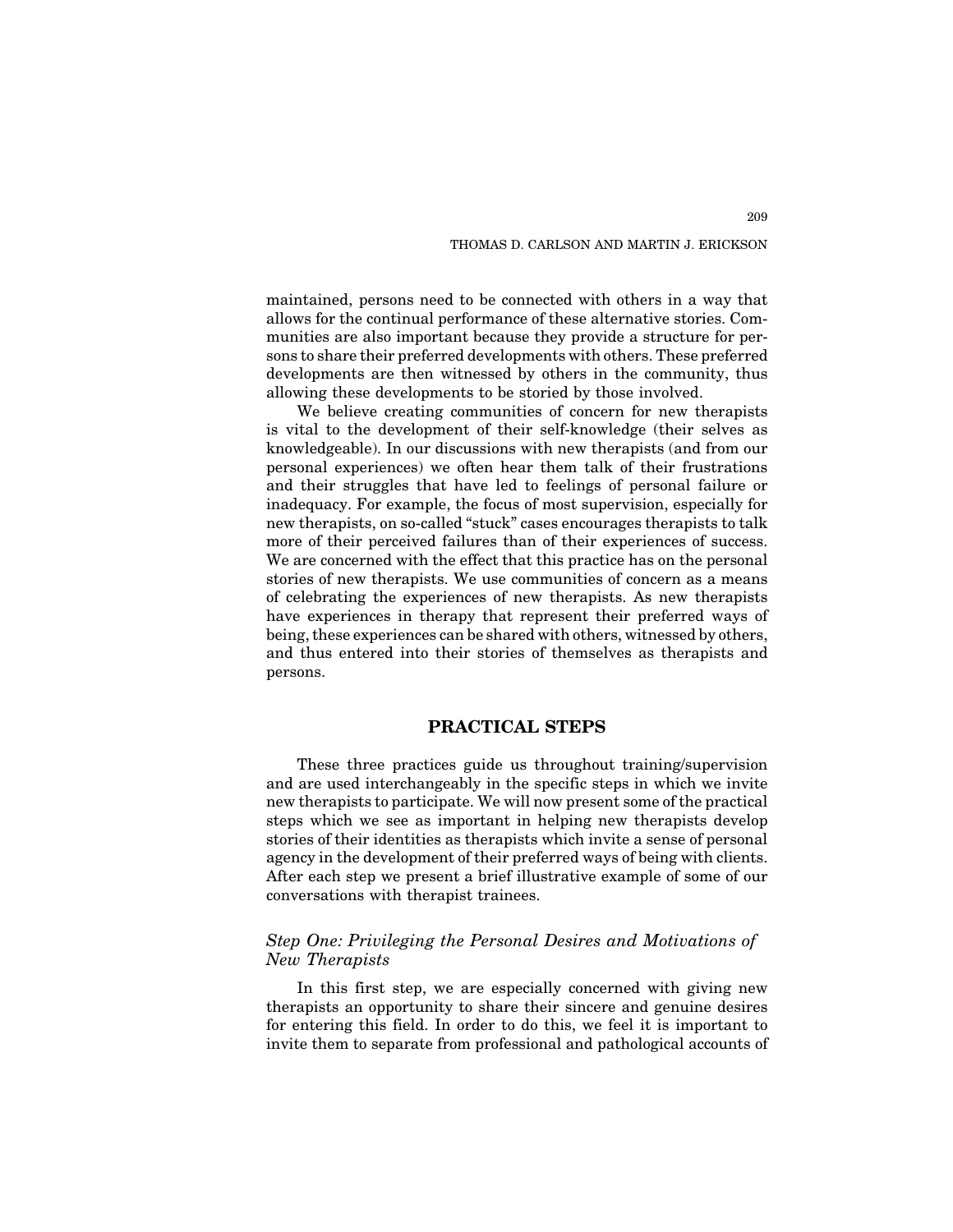maintained, persons need to be connected with others in a way that allows for the continual performance of these alternative stories. Communities are also important because they provide a structure for persons to share their preferred developments with others. These preferred developments are then witnessed by others in the community, thus allowing these developments to be storied by those involved.

We believe creating communities of concern for new therapists is vital to the development of their self-knowledge (their selves as knowledgeable). In our discussions with new therapists (and from our personal experiences) we often hear them talk of their frustrations and their struggles that have led to feelings of personal failure or inadequacy. For example, the focus of most supervision, especially for new therapists, on so-called "stuck" cases encourages therapists to talk more of their perceived failures than of their experiences of success. We are concerned with the effect that this practice has on the personal stories of new therapists. We use communities of concern as a means of celebrating the experiences of new therapists. As new therapists have experiences in therapy that represent their preferred ways of being, these experiences can be shared with others, witnessed by others, and thus entered into their stories of themselves as therapists and persons.

## PRACTICAL STEPS

These three practices guide us throughout training/supervision and are used interchangeably in the specific steps in which we invite new therapists to participate. We will now present some of the practical steps which we see as important in helping new therapists develop stories of their identities as therapists which invite a sense of personal agency in the development of their preferred ways of being with clients. After each step we present a brief illustrative example of some of our conversations with therapist trainees.

### *Step One: Privileging the Personal Desires and Motivations of New Therapists*

In this first step, we are especially concerned with giving new therapists an opportunity to share their sincere and genuine desires for entering this field. In order to do this, we feel it is important to invite them to separate from professional and pathological accounts of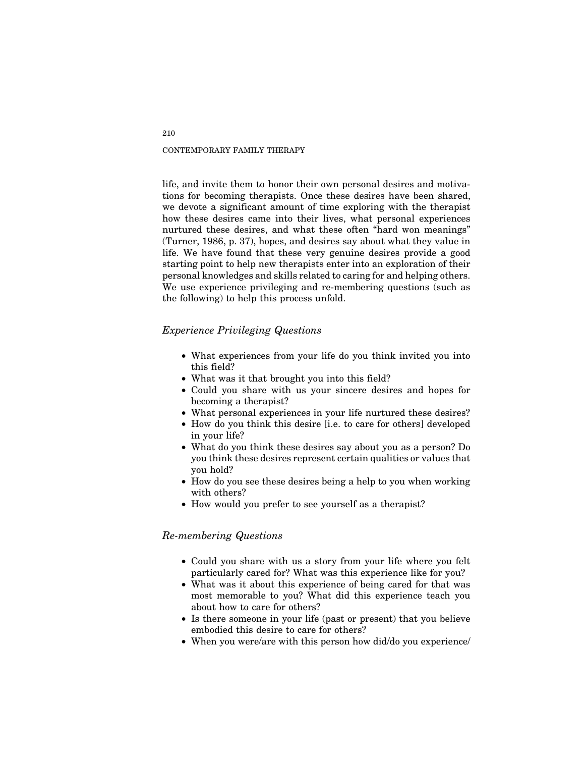life, and invite them to honor their own personal desires and motivations for becoming therapists. Once these desires have been shared, we devote a significant amount of time exploring with the therapist how these desires came into their lives, what personal experiences nurtured these desires, and what these often "hard won meanings" (Turner, 1986, p. 37), hopes, and desires say about what they value in life. We have found that these very genuine desires provide a good starting point to help new therapists enter into an exploration of their personal knowledges and skills related to caring for and helping others. We use experience privileging and re-membering questions (such as the following) to help this process unfold.

### *Experience Privileging Questions*

- What experiences from your life do you think invited you into this field?
- What was it that brought you into this field?
- Could you share with us your sincere desires and hopes for becoming a therapist?
- What personal experiences in your life nurtured these desires?
- How do you think this desire [i.e. to care for others] developed in your life?
- What do you think these desires say about you as a person? Do you think these desires represent certain qualities or values that you hold?
- How do you see these desires being a help to you when working with others?
- How would you prefer to see yourself as a therapist?

### *Re-membering Questions*

- Could you share with us a story from your life where you felt particularly cared for? What was this experience like for you?
- What was it about this experience of being cared for that was most memorable to you? What did this experience teach you about how to care for others?
- Is there someone in your life (past or present) that you believe embodied this desire to care for others?
- When you were/are with this person how did/do you experience/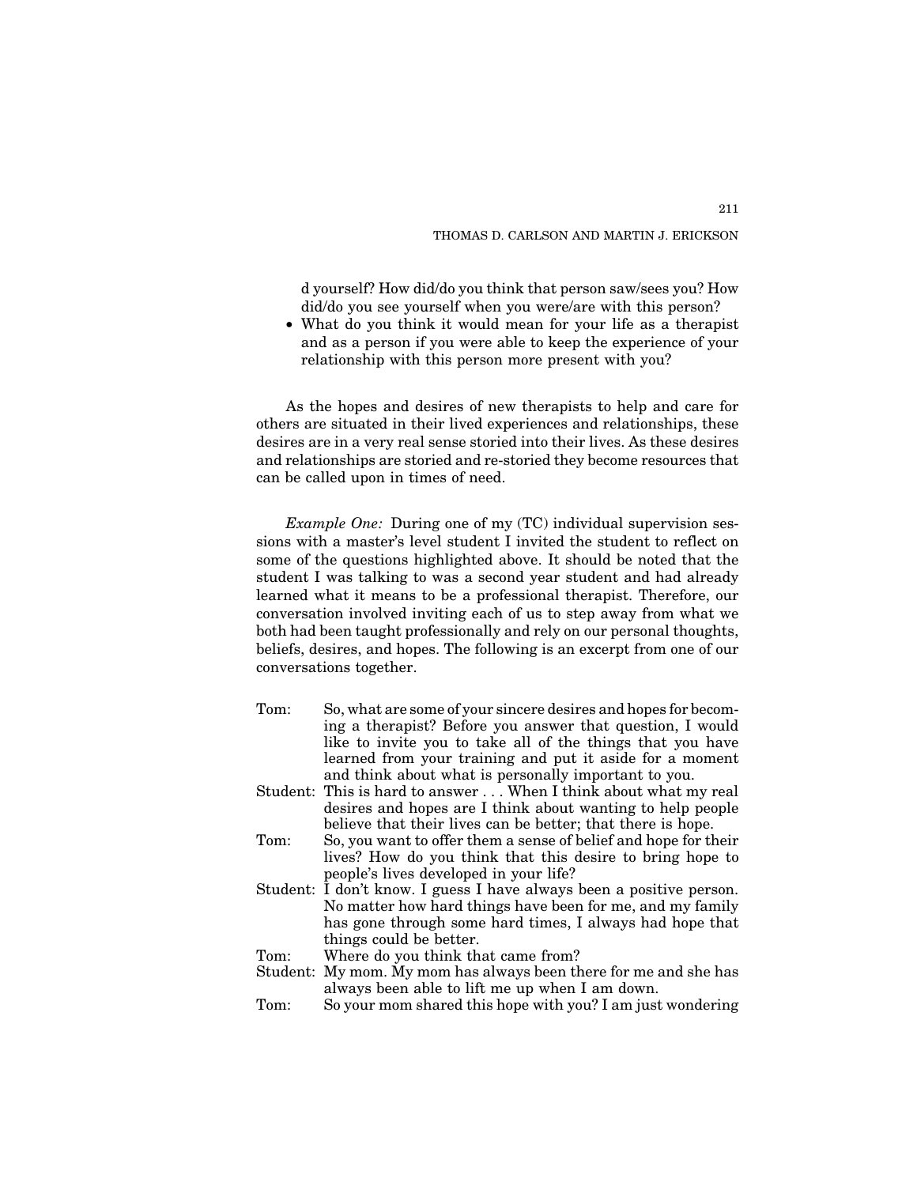d yourself? How did/do you think that person saw/sees you? How did/do you see yourself when you were/are with this person?

- What do you think it would mean for your life as a therapist and as a person if you were able to keep the experience of your relationship with this person more present with you?

As the hopes and desires of new therapists to help and care for others are situated in their lived experiences and relationships, these desires are in a very real sense storied into their lives. As these desires and relationships are storied and re-storied they become resources that can be called upon in times of need.

*Example One:* During one of my (TC) individual supervision sessions with a master's level student I invited the student to reflect on some of the questions highlighted above. It should be noted that the student I was talking to was a second year student and had already learned what it means to be a professional therapist. Therefore, our conversation involved inviting each of us to step away from what we both had been taught professionally and rely on our personal thoughts, beliefs, desires, and hopes. The following is an excerpt from one of our conversations together.

Tom: So, what are some of your sincere desires and hopes for becoming a therapist? Before you answer that question, I would like to invite you to take all of the things that you have learned from your training and put it aside for a moment and think about what is personally important to you.

Student: This is hard to answer . . . When I think about what my real desires and hopes are I think about wanting to help people believe that their lives can be better; that there is hope.

Tom: So, you want to offer them a sense of belief and hope for their lives? How do you think that this desire to bring hope to people's lives developed in your life?

Student: I don't know. I guess I have always been a positive person. No matter how hard things have been for me, and my family has gone through some hard times, I always had hope that things could be better.

Tom: Where do you think that came from?

Student: My mom. My mom has always been there for me and she has always been able to lift me up when I am down.

Tom: So your mom shared this hope with you? I am just wondering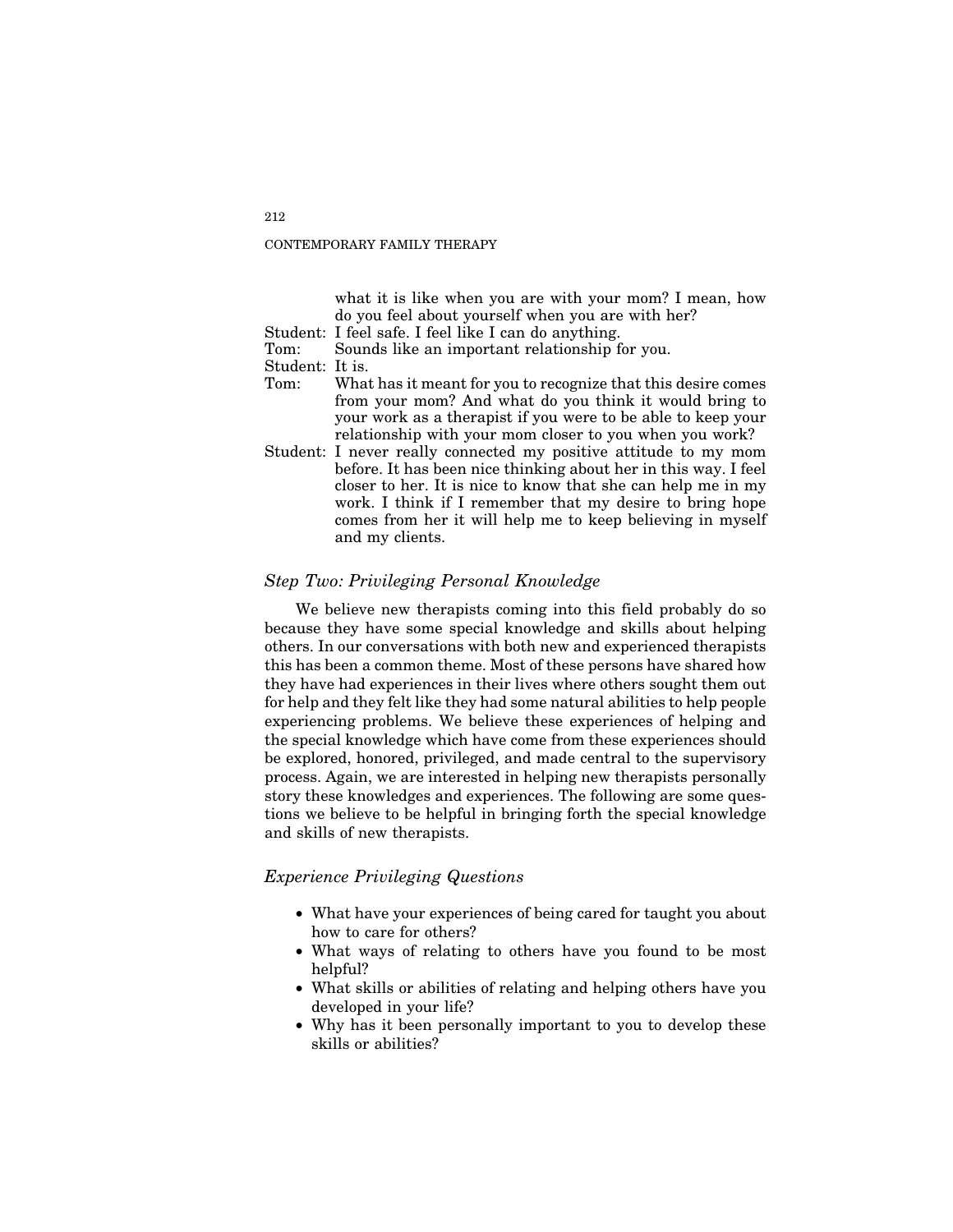what it is like when you are with your mom? I mean, how do you feel about yourself when you are with her?

Student: I feel safe. I feel like I can do anything.

Tom: Sounds like an important relationship for you.

Student: It is.

Tom: What has it meant for you to recognize that this desire comes from your mom? And what do you think it would bring to your work as a therapist if you were to be able to keep your relationship with your mom closer to you when you work?

Student: I never really connected my positive attitude to my mom before. It has been nice thinking about her in this way. I feel closer to her. It is nice to know that she can help me in my work. I think if I remember that my desire to bring hope comes from her it will help me to keep believing in myself and my clients.

### *Step Two: Privileging Personal Knowledge*

We believe new therapists coming into this field probably do so because they have some special knowledge and skills about helping others. In our conversations with both new and experienced therapists this has been a common theme. Most of these persons have shared how they have had experiences in their lives where others sought them out for help and they felt like they had some natural abilities to help people experiencing problems. We believe these experiences of helping and the special knowledge which have come from these experiences should be explored, honored, privileged, and made central to the supervisory process. Again, we are interested in helping new therapists personally story these knowledges and experiences. The following are some questions we believe to be helpful in bringing forth the special knowledge and skills of new therapists.

### *Experience Privileging Questions*

- What have your experiences of being cared for taught you about how to care for others?
- What ways of relating to others have you found to be most helpful?
- What skills or abilities of relating and helping others have you developed in your life?
- Why has it been personally important to you to develop these skills or abilities?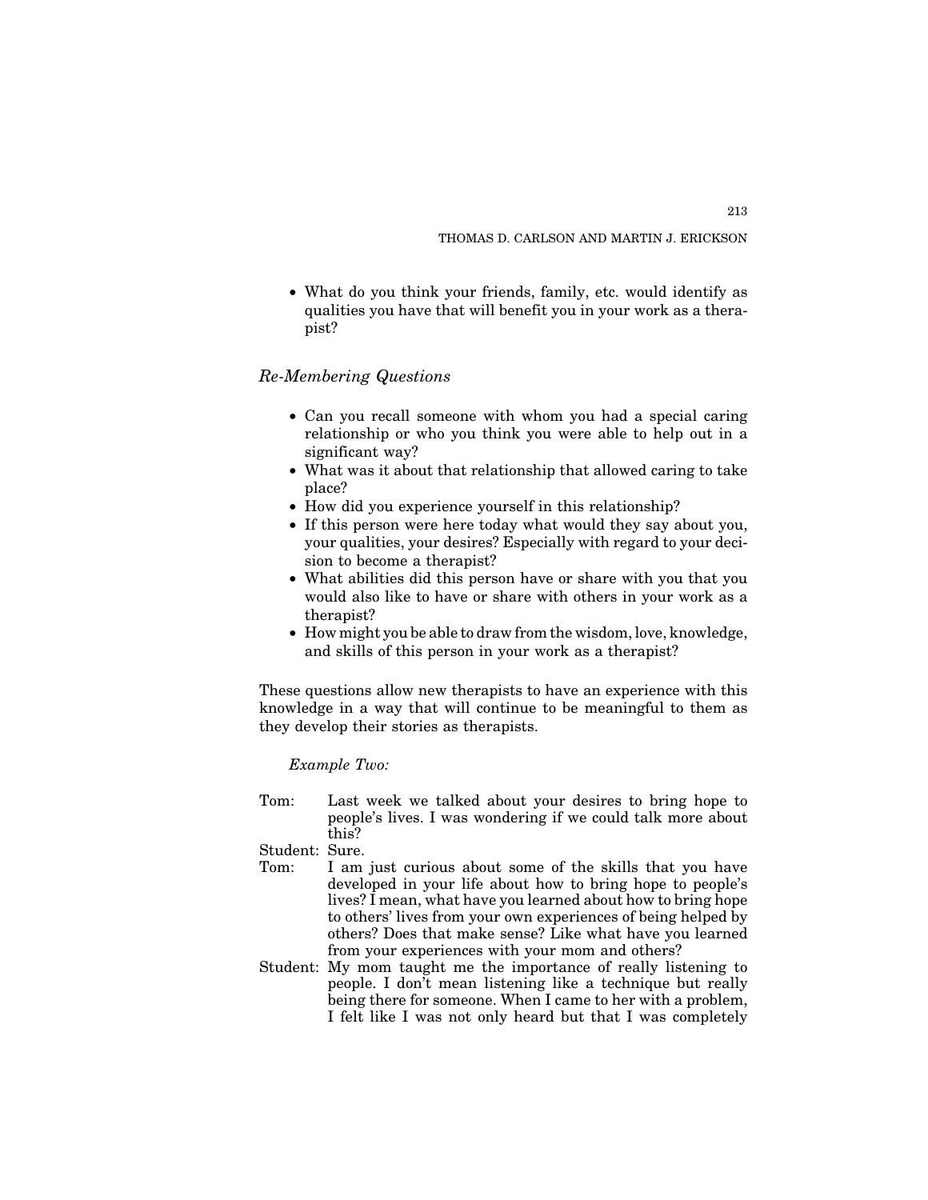- What do you think your friends, family, etc. would identify as qualities you have that will benefit you in your work as a therapist?

### *Re-Membering Questions*

- Can you recall someone with whom you had a special caring relationship or who you think you were able to help out in a significant way?
- What was it about that relationship that allowed caring to take place?
- How did you experience yourself in this relationship?
- If this person were here today what would they say about you, your qualities, your desires? Especially with regard to your decision to become a therapist?
- What abilities did this person have or share with you that you would also like to have or share with others in your work as a therapist?
- How might you be able to draw from the wisdom, love, knowledge, and skills of this person in your work as a therapist?

These questions allow new therapists to have an experience with this knowledge in a way that will continue to be meaningful to them as they develop their stories as therapists.

*Example Two:*

Tom: Last week we talked about your desires to bring hope to people's lives. I was wondering if we could talk more about this?

Student: Sure.

Tom: I am just curious about some of the skills that you have developed in your life about how to bring hope to people's lives? I mean, what have you learned about how to bring hope to others' lives from your own experiences of being helped by others? Does that make sense? Like what have you learned from your experiences with your mom and others?

Student: My mom taught me the importance of really listening to people. I don't mean listening like a technique but really being there for someone. When I came to her with a problem, I felt like I was not only heard but that I was completely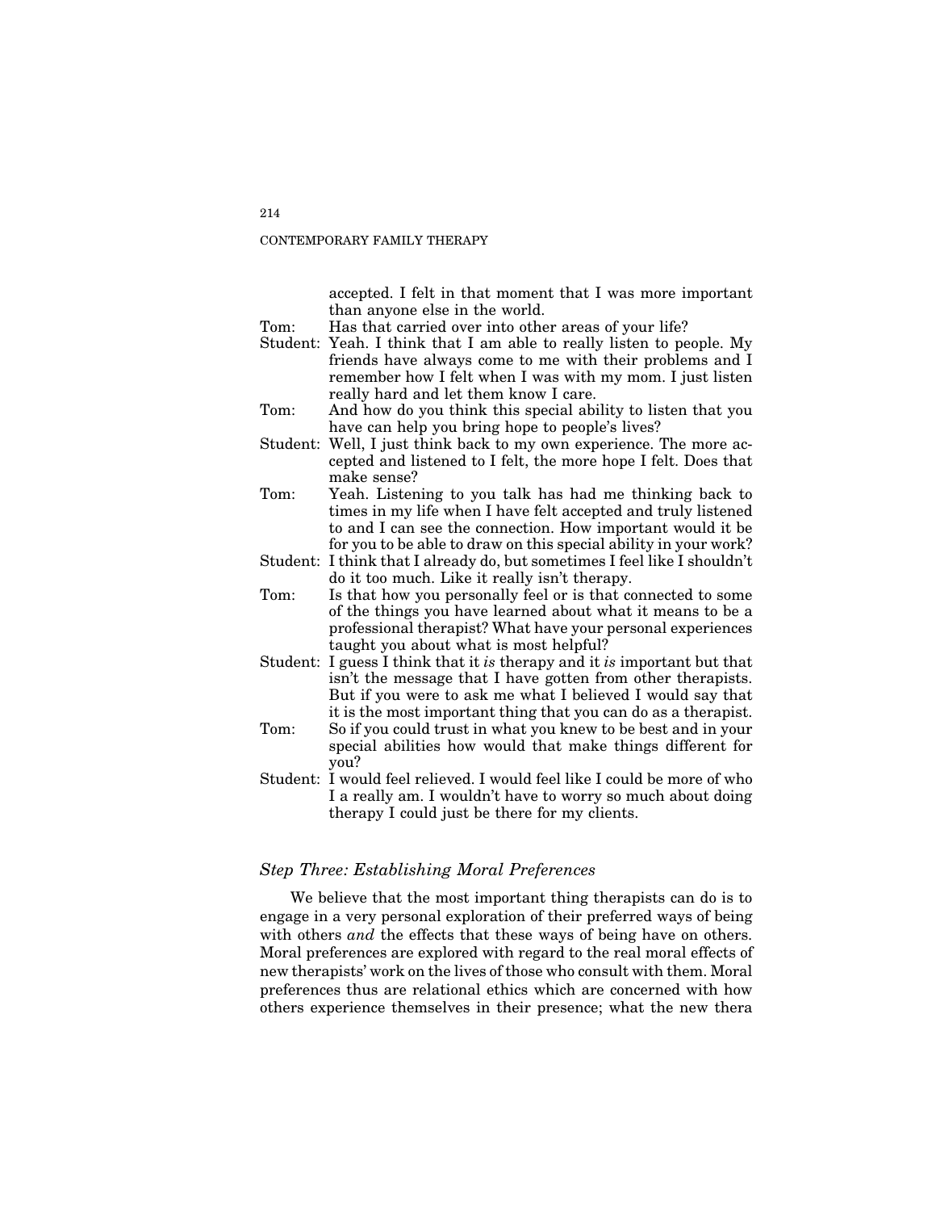accepted. I felt in that moment that I was more important than anyone else in the world.

Tom: Has that carried over into other areas of your life?

Student: Yeah. I think that I am able to really listen to people. My friends have always come to me with their problems and I remember how I felt when I was with my mom. I just listen really hard and let them know I care.

Tom: And how do you think this special ability to listen that you have can help you bring hope to people's lives?

Student: Well, I just think back to my own experience. The more accepted and listened to I felt, the more hope I felt. Does that make sense?

Tom: Yeah. Listening to you talk has had me thinking back to times in my life when I have felt accepted and truly listened to and I can see the connection. How important would it be for you to be able to draw on this special ability in your work?

Student: I think that I already do, but sometimes I feel like I shouldn't do it too much. Like it really isn't therapy.

Tom: Is that how you personally feel or is that connected to some of the things you have learned about what it means to be a professional therapist? What have your personal experiences taught you about what is most helpful?

Student: I guess I think that it *is* therapy and it *is* important but that isn't the message that I have gotten from other therapists. But if you were to ask me what I believed I would say that it is the most important thing that you can do as a therapist.

Tom: So if you could trust in what you knew to be best and in your special abilities how would that make things different for you?

Student: I would feel relieved. I would feel like I could be more of who I a really am. I wouldn't have to worry so much about doing therapy I could just be there for my clients.

### *Step Three: Establishing Moral Preferences*

We believe that the most important thing therapists can do is to engage in a very personal exploration of their preferred ways of being with others *and* the effects that these ways of being have on others. Moral preferences are explored with regard to the real moral effects of new therapists' work on the lives of those who consult with them. Moral preferences thus are relational ethics which are concerned with how others experience themselves in their presence; what the new thera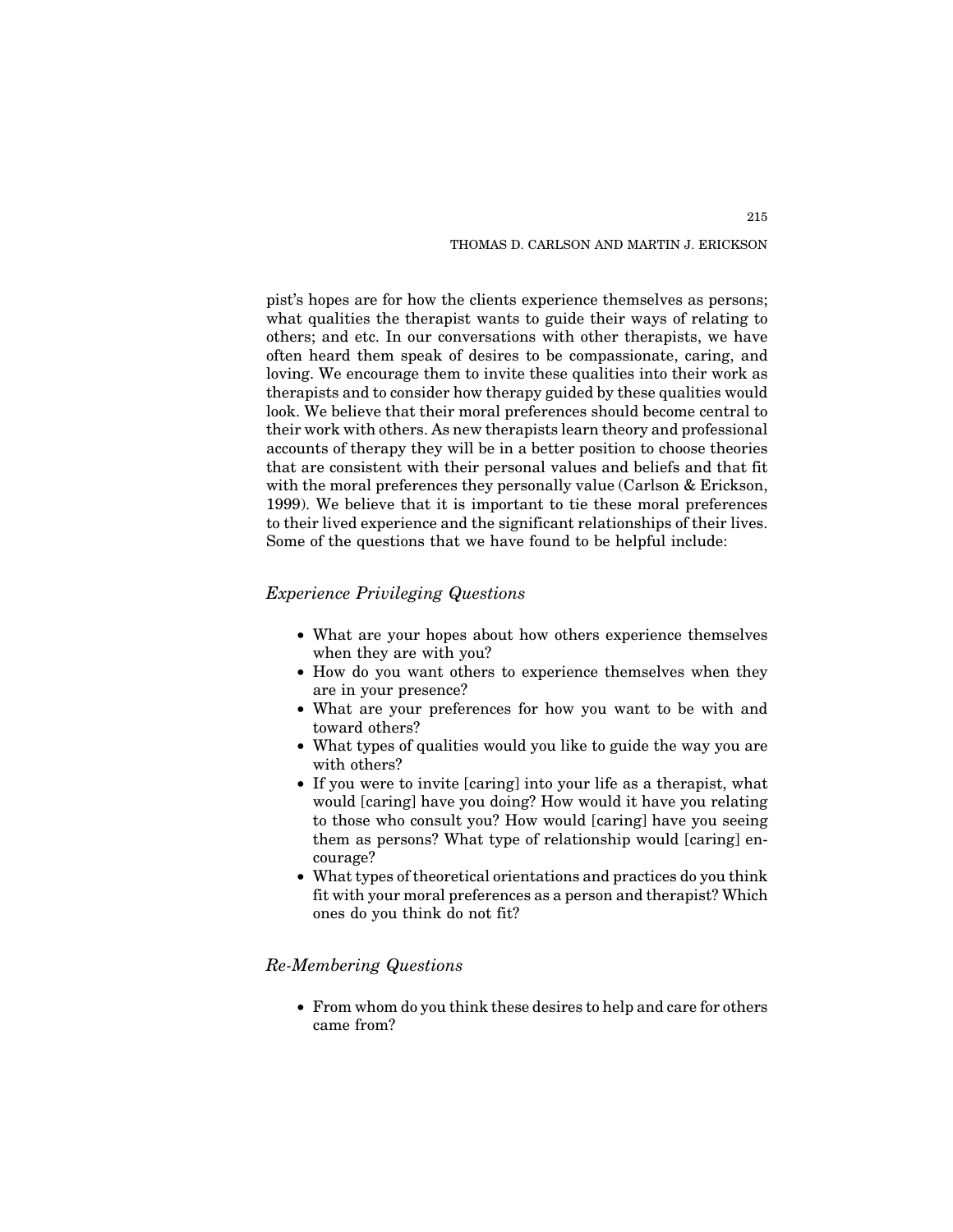pist's hopes are for how the clients experience themselves as persons; what qualities the therapist wants to guide their ways of relating to others; and etc. In our conversations with other therapists, we have often heard them speak of desires to be compassionate, caring, and loving. We encourage them to invite these qualities into their work as therapists and to consider how therapy guided by these qualities would look. We believe that their moral preferences should become central to their work with others. As new therapists learn theory and professional accounts of therapy they will be in a better position to choose theories that are consistent with their personal values and beliefs and that fit with the moral preferences they personally value (Carlson & Erickson, 1999). We believe that it is important to tie these moral preferences to their lived experience and the significant relationships of their lives. Some of the questions that we have found to be helpful include:

### *Experience Privileging Questions*

- What are your hopes about how others experience themselves when they are with you?
- How do you want others to experience themselves when they are in your presence?
- What are your preferences for how you want to be with and toward others?
- What types of qualities would you like to guide the way you are with others?
- If you were to invite [caring] into your life as a therapist, what would [caring] have you doing? How would it have you relating to those who consult you? How would [caring] have you seeing them as persons? What type of relationship would [caring] encourage?
- What types of theoretical orientations and practices do you think fit with your moral preferences as a person and therapist? Which ones do you think do not fit?

### *Re-Membering Questions*

- From whom do you think these desires to help and care for others came from?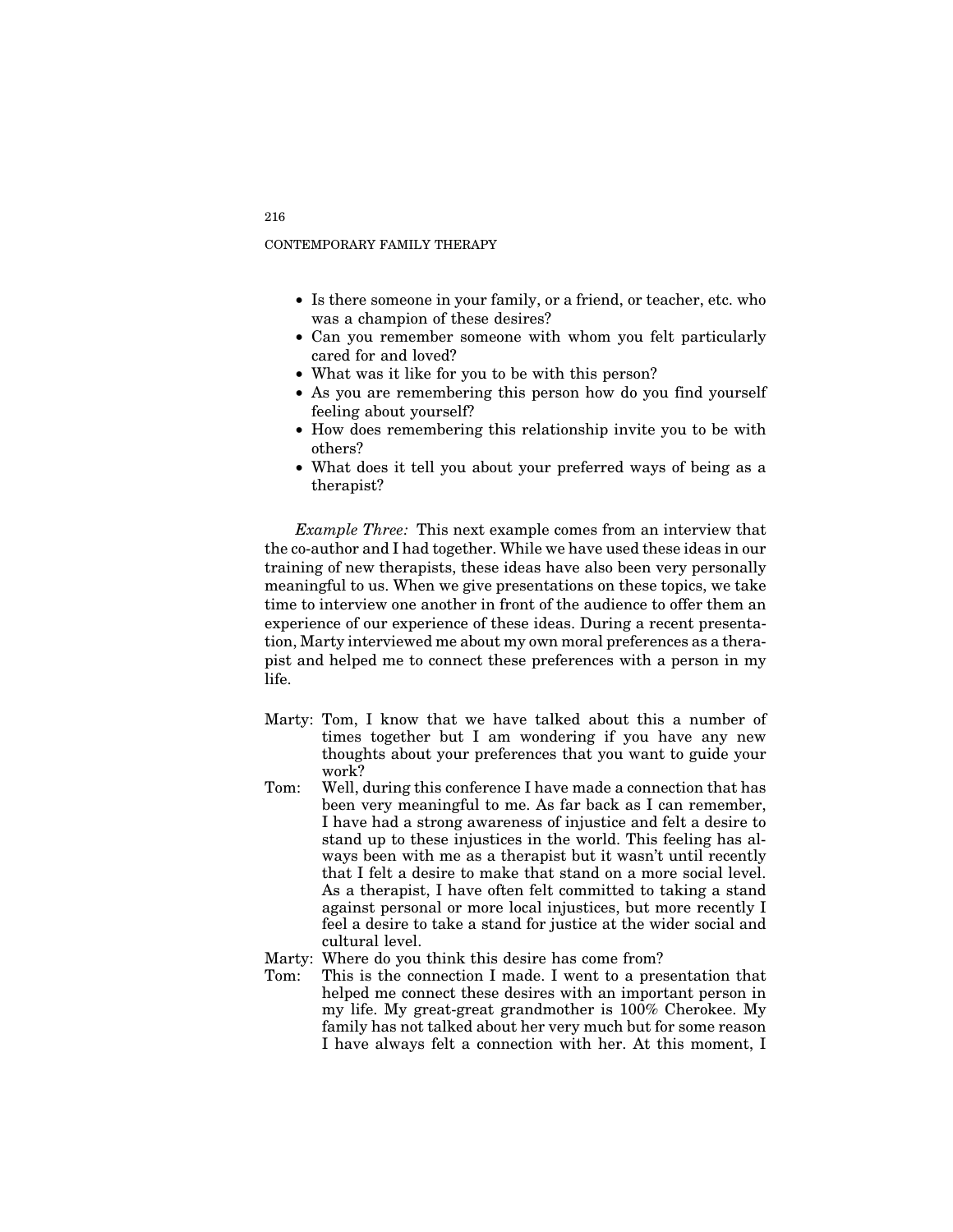- Is there someone in your family, or a friend, or teacher, etc. who was a champion of these desires?
- Can you remember someone with whom you felt particularly cared for and loved?
- What was it like for you to be with this person?
- As you are remembering this person how do you find yourself feeling about yourself?
- How does remembering this relationship invite you to be with others?
- What does it tell you about your preferred ways of being as a therapist?

*Example Three:* This next example comes from an interview that the co-author and I had together. While we have used these ideas in our training of new therapists, these ideas have also been very personally meaningful to us. When we give presentations on these topics, we take time to interview one another in front of the audience to offer them an experience of our experience of these ideas. During a recent presentation, Marty interviewed me about my own moral preferences as a therapist and helped me to connect these preferences with a person in my life.

Marty: Tom, I know that we have talked about this a number of times together but I am wondering if you have any new thoughts about your preferences that you want to guide your work?

Tom: Well, during this conference I have made a connection that has been very meaningful to me. As far back as I can remember, I have had a strong awareness of injustice and felt a desire to stand up to these injustices in the world. This feeling has always been with me as a therapist but it wasn't until recently that I felt a desire to make that stand on a more social level. As a therapist, I have often felt committed to taking a stand against personal or more local injustices, but more recently I feel a desire to take a stand for justice at the wider social and cultural level.

Marty: Where do you think this desire has come from?

Tom: This is the connection I made. I went to a presentation that helped me connect these desires with an important person in my life. My great-great grandmother is 100% Cherokee. My family has not talked about her very much but for some reason I have always felt a connection with her. At this moment, I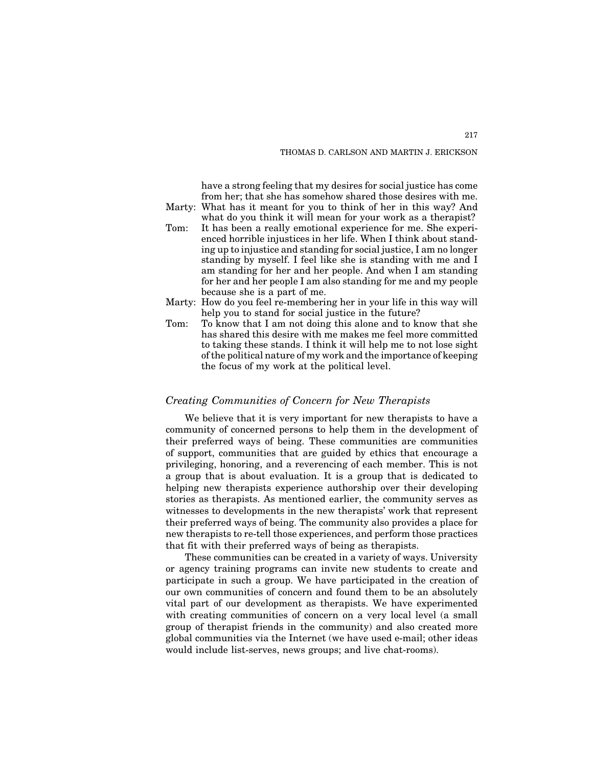have a strong feeling that my desires for social justice has come from her; that she has somehow shared those desires with me.

Marty: What has it meant for you to think of her in this way? And what do you think it will mean for your work as a therapist?

Tom: It has been a really emotional experience for me. She experienced horrible injustices in her life. When I think about standing up to injustice and standing for social justice, I am no longer standing by myself. I feel like she is standing with me and I am standing for her and her people. And when I am standing for her and her people I am also standing for me and my people because she is a part of me.

Marty: How do you feel re-membering her in your life in this way will help you to stand for social justice in the future?

Tom: To know that I am not doing this alone and to know that she has shared this desire with me makes me feel more committed to taking these stands. I think it will help me to not lose sight of the political nature of my work and the importance of keeping the focus of my work at the political level.

## *Creating Communities of Concern for New Therapists*

We believe that it is very important for new therapists to have a community of concerned persons to help them in the development of their preferred ways of being. These communities are communities of support, communities that are guided by ethics that encourage a privileging, honoring, and a reverencing of each member. This is not a group that is about evaluation. It is a group that is dedicated to helping new therapists experience authorship over their developing stories as therapists. As mentioned earlier, the community serves as witnesses to developments in the new therapists' work that represent their preferred ways of being. The community also provides a place for new therapists to re-tell those experiences, and perform those practices that fit with their preferred ways of being as therapists.

These communities can be created in a variety of ways. University or agency training programs can invite new students to create and participate in such a group. We have participated in the creation of our own communities of concern and found them to be an absolutely vital part of our development as therapists. We have experimented with creating communities of concern on a very local level (a small group of therapist friends in the community) and also created more global communities via the Internet (we have used e-mail; other ideas would include list-serves, news groups; and live chat-rooms).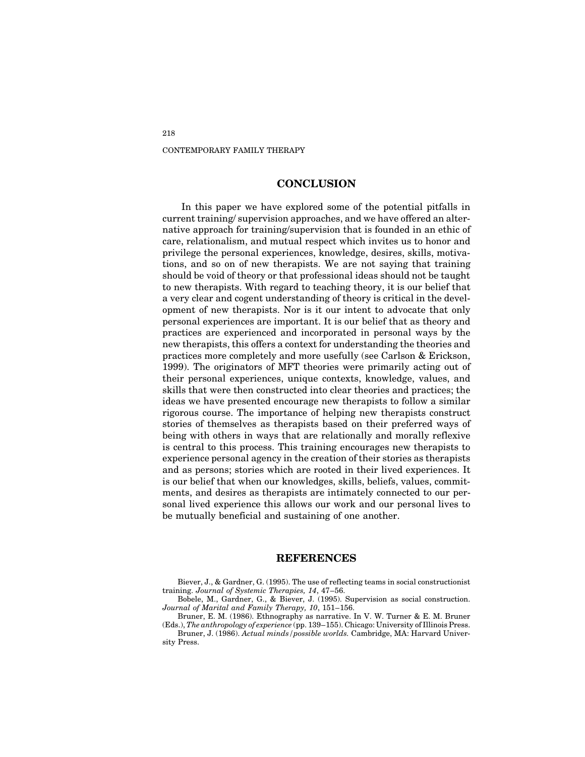## CONCLUSION

In this paper we have explored some of the potential pitfalls in current training/ supervision approaches, and we have offered an alternative approach for training/supervision that is founded in an ethic of care, relationalism, and mutual respect which invites us to honor and privilege the personal experiences, knowledge, desires, skills, motivations, and so on of new therapists. We are not saying that training should be void of theory or that professional ideas should not be taught to new therapists. With regard to teaching theory, it is our belief that a very clear and cogent understanding of theory is critical in the development of new therapists. Nor is it our intent to advocate that only personal experiences are important. It is our belief that as theory and practices are experienced and incorporated in personal ways by the new therapists, this offers a context for understanding the theories and practices more completely and more usefully (see Carlson & Erickson, 1999). The originators of MFT theories were primarily acting out of their personal experiences, unique contexts, knowledge, values, and skills that were then constructed into clear theories and practices; the ideas we have presented encourage new therapists to follow a similar rigorous course. The importance of helping new therapists construct stories of themselves as therapists based on their preferred ways of being with others in ways that are relationally and morally reflexive is central to this process. This training encourages new therapists to experience personal agency in the creation of their stories as therapists and as persons; stories which are rooted in their lived experiences. It is our belief that when our knowledges, skills, beliefs, values, commitments, and desires as therapists are intimately connected to our personal lived experience this allows our work and our personal lives to be mutually beneficial and sustaining of one another.

## REFERENCES

Biever, J., & Gardner, G. (1995). The use of reflecting teams in social constructionist training. *Journal of Systemic Therapies, 14*, 47–56.

Bobele, M., Gardner, G., & Biever, J. (1995). Supervision as social construction. *Journal of Marital and Family Therapy, 10*, 151–156.

Bruner, E. M. (1986). Ethnography as narrative. In V. W. Turner & E. M. Bruner (Eds.), *The anthropology of experience* (pp. 139–155). Chicago: University of Illinois Press.

Bruner, J. (1986). *Actual minds/possible worlds.* Cambridge, MA: Harvard University Press.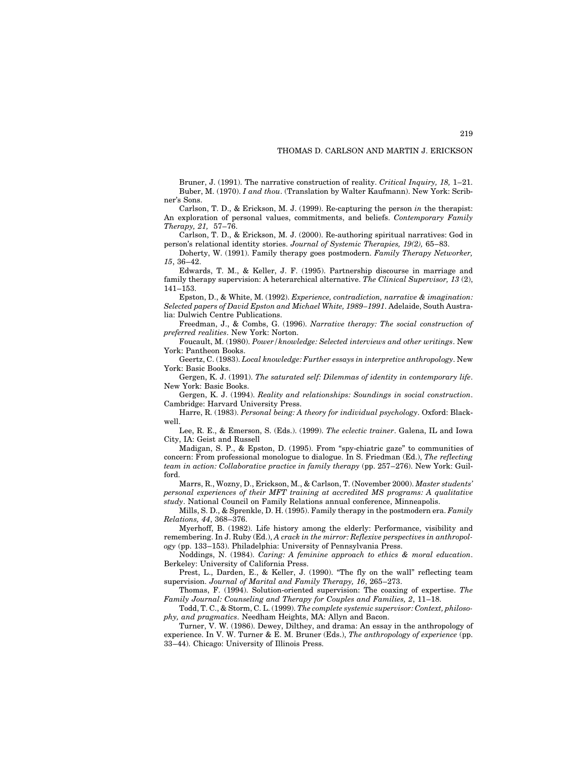Bruner, J. (1991). The narrative construction of reality. *Critical Inquiry, 18,* 1–21.

Buber, M. (1970). *I and thou*. (Translation by Walter Kaufmann). New York: Scribner's Sons.

Carlson, T. D., & Erickson, M. J. (1999). Re-capturing the person *in* the therapist: An exploration of personal values, commitments, and beliefs. *Contemporary Family Therapy, 21,* 57–76.

Carlson, T. D., & Erickson, M. J. (2000). Re-authoring spiritual narratives: God in person's relational identity stories. *Journal of Systemic Therapies, 19(2),* 65–83.

Doherty, W. (1991). Family therapy goes postmodern. *Family Therapy Networker, 15*, 36–42.

Edwards, T. M., & Keller, J. F. (1995). Partnership discourse in marriage and family therapy supervision: A heterarchical alternative. *The Clinical Supervisor, 13* (2), 141–153.

Epston, D., & White, M. (1992). *Experience, contradiction, narrative & imagination: Selected papers of David Epston and Michael White, 1989–1991*. Adelaide, South Australia: Dulwich Centre Publications.

Freedman, J., & Combs, G. (1996). *Narrative therapy: The social construction of preferred realities*. New York: Norton.

Foucault, M. (1980). *Power/knowledge: Selected interviews and other writings*. New York: Pantheon Books.

Geertz, C. (1983). *Local knowledge: Further essays in interpretive anthropology*. New York: Basic Books.

Gergen, K. J. (1991). *The saturated self: Dilemmas of identity in contemporary life*. New York: Basic Books.

Gergen, K. J. (1994). *Reality and relationships: Soundings in social construction*. Cambridge: Harvard University Press.

Harre, R. (1983). *Personal being: A theory for individual psychology*. Oxford: Blackwell.

Lee, R. E., & Emerson, S. (Eds.). (1999). *The eclectic trainer*. Galena, IL and Iowa City, IA: Geist and Russell

Madigan, S. P., & Epston, D. (1995). From "spy-chiatric gaze" to communities of concern: From professional monologue to dialogue. In S. Friedman (Ed.), *The reflecting team in action: Collaborative practice in family therapy* (pp. 257–276). New York: Guilford.

Marrs, R., Wozny, D., Erickson, M., & Carlson, T. (November 2000). *Master students' personal experiences of their MFT training at accredited MS programs: A qualitative study*. National Council on Family Relations annual conference, Minneapolis.

Mills, S. D., & Sprenkle, D. H. (1995). Family therapy in the postmodern era. *Family Relations, 44*, 368–376.

Myerhoff, B. (1982). Life history among the elderly: Performance, visibility and remembering. In J. Ruby (Ed.), *A crack in the mirror: Reflexive perspectives in anthropology* (pp. 133–153). Philadelphia: University of Pennsylvania Press.

Noddings, N. (1984). *Caring: A feminine approach to ethics & moral education*. Berkeley: University of California Press.

Prest, L., Darden, E., & Keller, J. (1990). "The fly on the wall" reflecting team supervision. *Journal of Marital and Family Therapy, 16*, 265–273.

Thomas, F. (1994). Solution-oriented supervision: The coaxing of expertise. *The Family Journal: Counseling and Therapy for Couples and Families, 2*, 11–18.

Todd, T. C., & Storm, C. L. (1999). *The complete systemic supervisor: Context, philosophy, and pragmatics*. Needham Heights, MA: Allyn and Bacon.

Turner, V. W. (1986). Dewey, Dilthey, and drama: An essay in the anthropology of experience. In V. W. Turner & E. M. Bruner (Eds.), *The anthropology of experience* (pp. 33–44). Chicago: University of Illinois Press.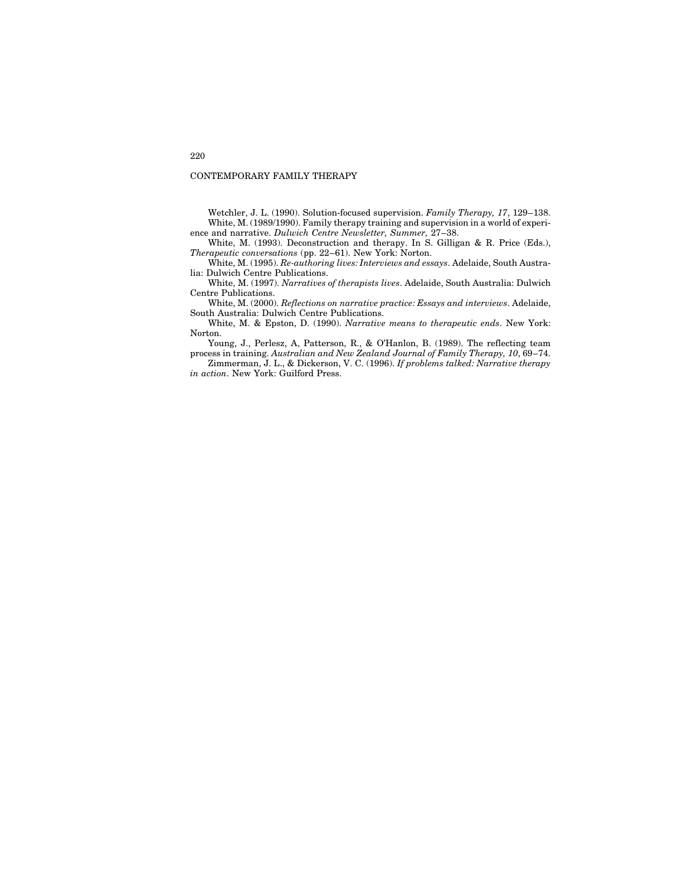Wetchler, J. L. (1990). Solution-focused supervision. *Family Therapy, 17*, 129–138.

White, M. (1989/1990). Family therapy training and supervision in a world of experience and narrative. *Dulwich Centre Newsletter, Summer,* 27–38.

White, M. (1993). Deconstruction and therapy. In S. Gilligan & R. Price (Eds.), *Therapeutic conversations* (pp. 22–61). New York: Norton.

White, M. (1995). *Re-authoring lives: Interviews and essays*. Adelaide, South Australia: Dulwich Centre Publications.

White, M. (1997). *Narratives of therapists lives*. Adelaide, South Australia: Dulwich Centre Publications.

White, M. (2000). *Reflections on narrative practice: Essays and interviews*. Adelaide, South Australia: Dulwich Centre Publications.

White, M. & Epston, D. (1990). *Narrative means to therapeutic ends*. New York: Norton.

Young, J., Perlesz, A, Patterson, R., & O'Hanlon, B. (1989). The reflecting team process in training. *Australian and New Zealand Journal of Family Therapy, 10*, 69–74.

Zimmerman, J. L., & Dickerson, V. C. (1996). *If problems talked: Narrative therapy in action*. New York: Guilford Press.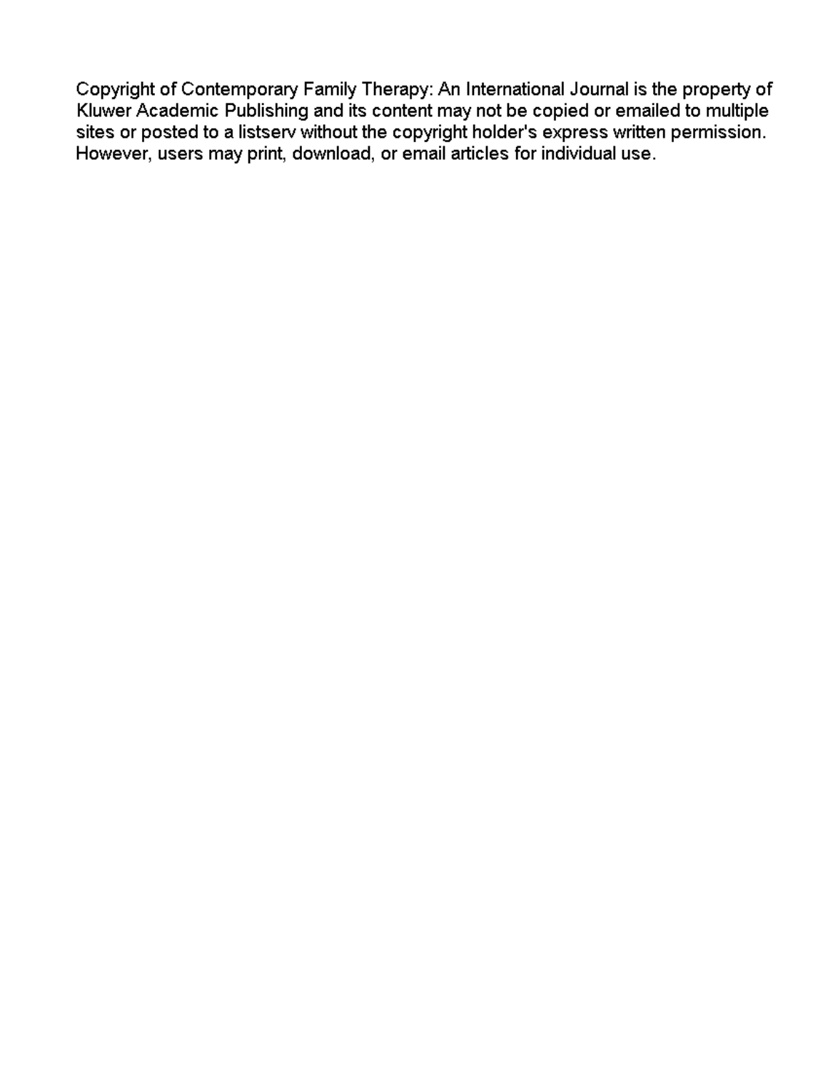Copyright of Contemporary Family Therapy: An International Journal is the property of Kluwer Academic Publishing and its content may not be copied or emailed to multiple sites or posted to a listserv without the copyright holder's express written permission. However, users may print, download, or email articles for individual use.